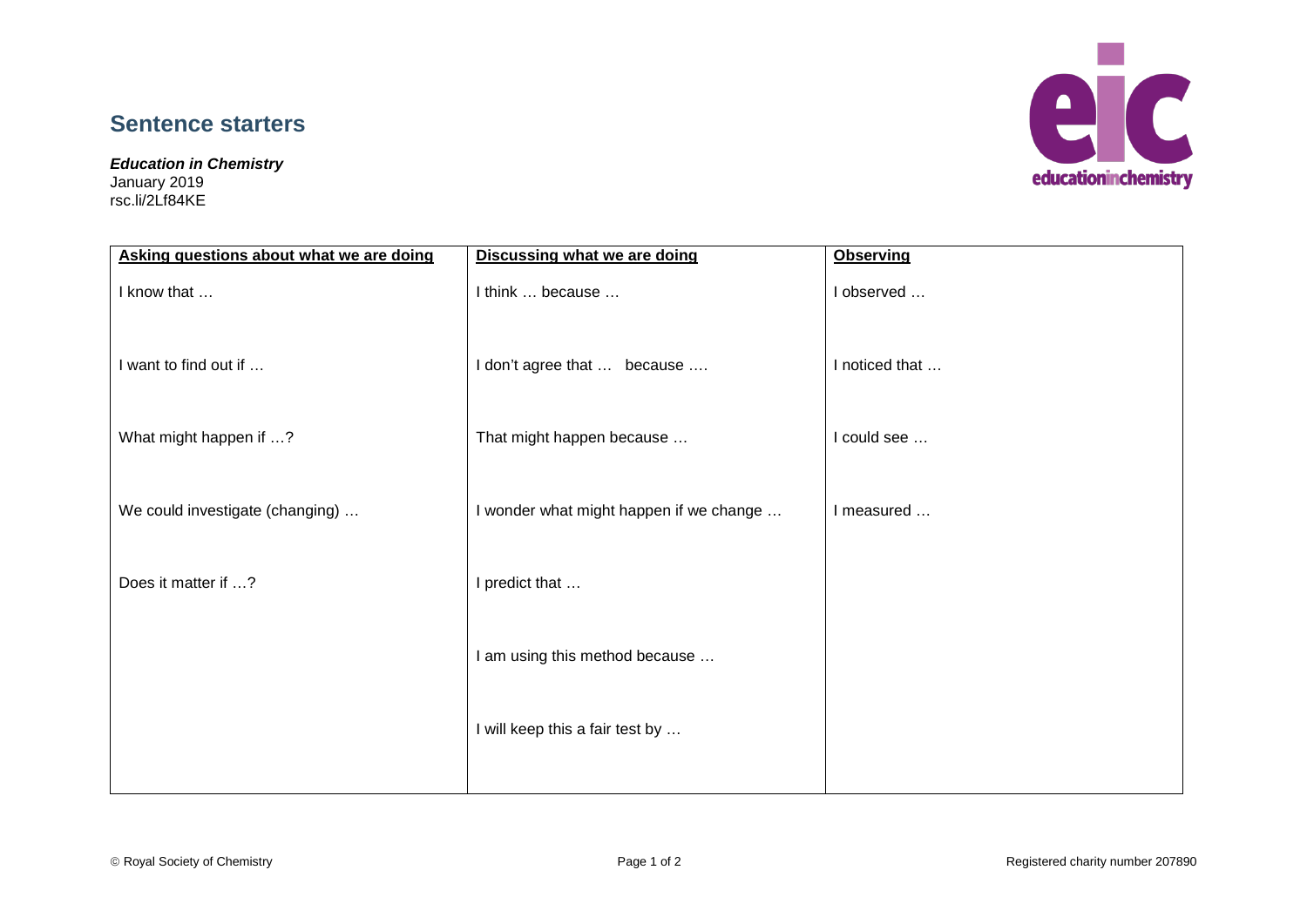# Sentence starters

***Education in Chemistry***
January 2019
rsc.li/2Lf84KE

| Asking questions about what we are doing | Discussing what we are doing | Observing |
| --- | --- | --- |
| I know that … | I think … because … | I observed … |
| I want to find out if … | I don't agree that … because …. | I noticed that … |
| What might happen if …? | That might happen because … | I could see … |
| We could investigate (changing) … | I wonder what might happen if we change … | I measured … |
| Does it matter if …? | I predict that … | |
| | I am using this method because … | |
| | I will keep this a fair test by … | |

© Royal Society of Chemistry

Registered charity number 207890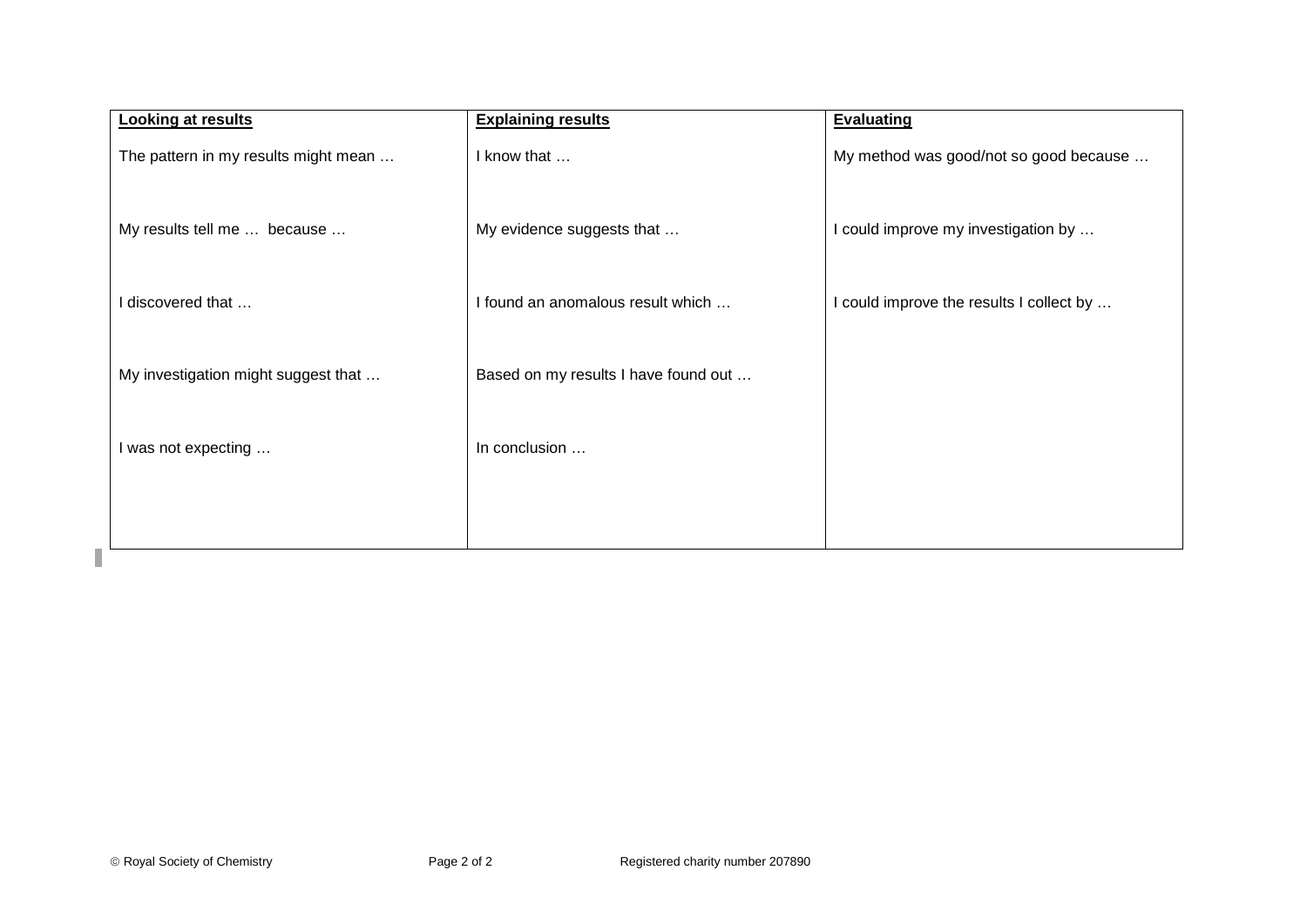| Looking at results | Explaining results | Evaluating |
| --- | --- | --- |
| The pattern in my results might mean … | I know that … | My method was good/not so good because … |
| My results tell me … because … | My evidence suggests that … | I could improve my investigation by … |
| I discovered that … | I found an anomalous result which … | I could improve the results I collect by … |
| My investigation might suggest that … | Based on my results I have found out … | |
| I was not expecting … | In conclusion … | |